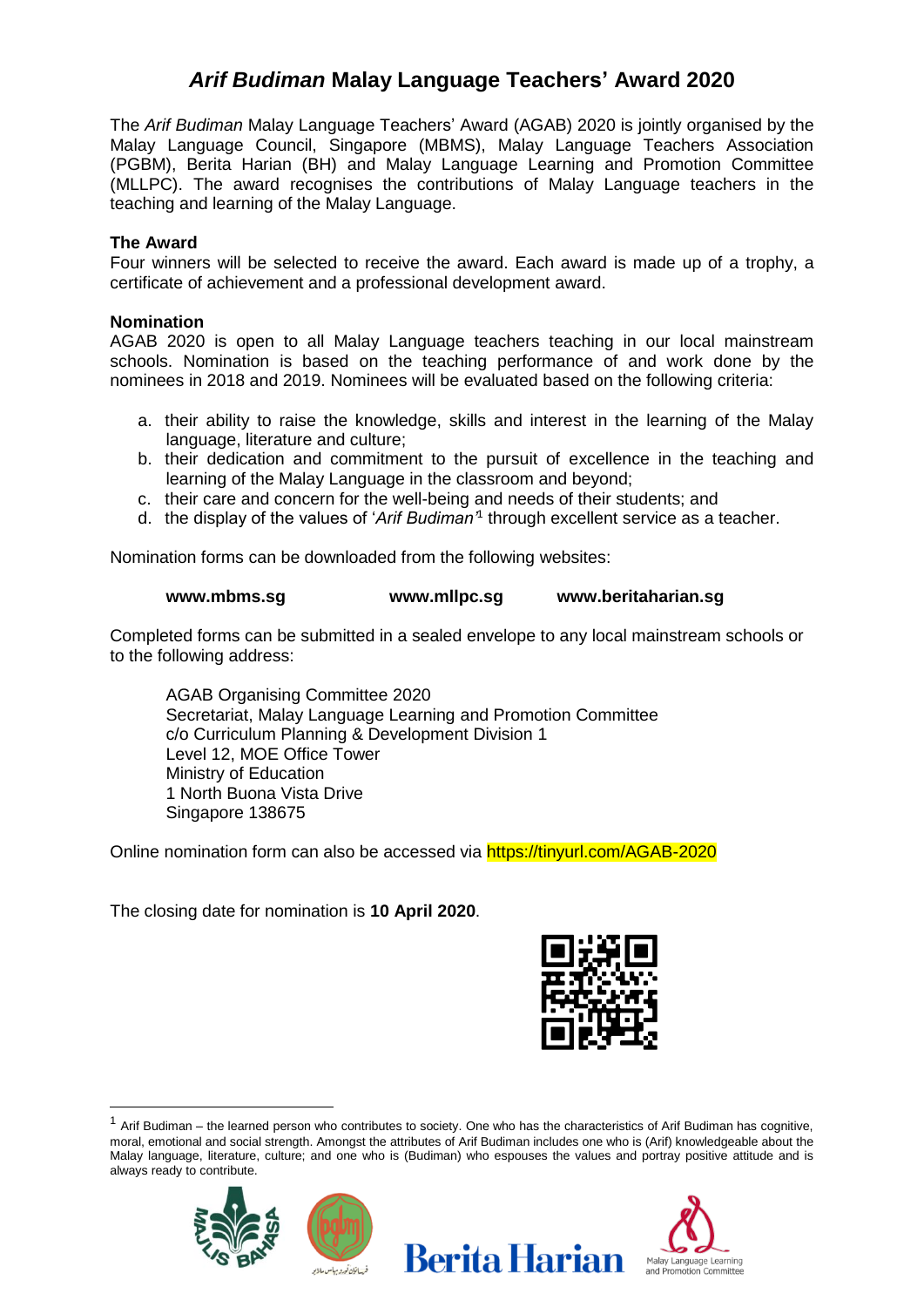# *Arif Budiman* Malay Language Teachers' Award 2020

The *Arif Budiman* Malay Language Teachers' Award (AGAB) 2020 is jointly organised by the Malay Language Council, Singapore (MBMS), Malay Language Teachers Association (PGBM), Berita Harian (BH) and Malay Language Learning and Promotion Committee (MLLPC). The award recognises the contributions of Malay Language teachers in the teaching and learning of the Malay Language.

**The Award**
Four winners will be selected to receive the award. Each award is made up of a trophy, a certificate of achievement and a professional development award.

**Nomination**
AGAB 2020 is open to all Malay Language teachers teaching in our local mainstream schools. Nomination is based on the teaching performance of and work done by the nominees in 2018 and 2019. Nominees will be evaluated based on the following criteria:

a. their ability to raise the knowledge, skills and interest in the learning of the Malay language, literature and culture;
b. their dedication and commitment to the pursuit of excellence in the teaching and learning of the Malay Language in the classroom and beyond;
c. their care and concern for the well-being and needs of their students; and
d. the display of the values of '*Arif Budiman*'[1] through excellent service as a teacher.

Nomination forms can be downloaded from the following websites:

**www.mbms.sg** **www.mllpc.sg** **www.beritaharian.sg**

Completed forms can be submitted in a sealed envelope to any local mainstream schools or to the following address:

AGAB Organising Committee 2020
Secretariat, Malay Language Learning and Promotion Committee
c/o Curriculum Planning & Development Division 1
Level 12, MOE Office Tower
Ministry of Education
1 North Buona Vista Drive
Singapore 138675

Online nomination form can also be accessed via https://tinyurl.com/AGAB-2020

The closing date for nomination is **10 April 2020**.

---

[1] Arif Budiman – the learned person who contributes to society. One who has the characteristics of Arif Budiman has cognitive, moral, emotional and social strength. Amongst the attributes of Arif Budiman includes one who is (Arif) knowledgeable about the Malay language, literature, culture; and one who is (Budiman) who espouses the values and portray positive attitude and is always ready to contribute.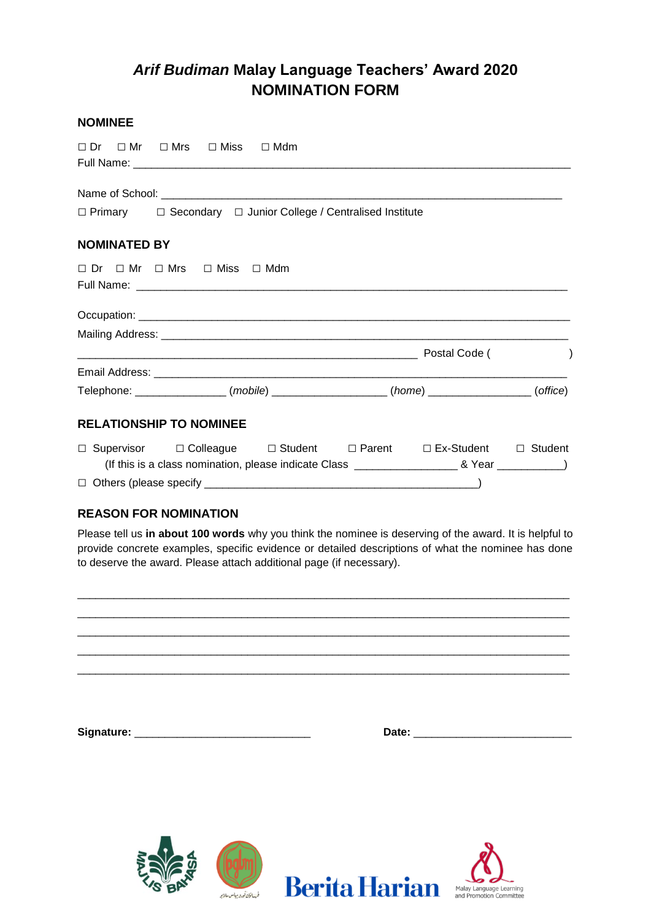# *Arif Budiman* Malay Language Teachers' Award 2020
# NOMINATION FORM

**NOMINEE**

☐ Dr ☐ Mr ☐ Mrs ☐ Miss ☐ Mdm

Full Name: ___________________________________________________________________________

Name of School: ______________________________________________________________________

☐ Primary ☐ Secondary ☐ Junior College / Centralised Institute

**NOMINATED BY**

☐ Dr ☐ Mr ☐ Mrs ☐ Miss ☐ Mdm

Full Name: ___________________________________________________________________________

Occupation: __________________________________________________________________________

Mailing Address: ______________________________________________________________________

__________________________________________________________ Postal Code ( )

Email Address: _______________________________________________________________________

Telephone: _______________ (*mobile*) ___________________ (*home*) _________________ (*office*)

**RELATIONSHIP TO NOMINEE**

☐ Supervisor ☐ Colleague ☐ Student ☐ Parent ☐ Ex-Student ☐ Student

(If this is a class nomination, please indicate Class ________________ & Year ___________)

☐ Others (please specify ______________________________________________)

**REASON FOR NOMINATION**

Please tell us **in about 100 words** why you think the nominee is deserving of the award. It is helpful to provide concrete examples, specific evidence or detailed descriptions of what the nominee has done to deserve the award. Please attach additional page (if necessary).

___________________________________________________________________________________

___________________________________________________________________________________

___________________________________________________________________________________

___________________________________________________________________________________

___________________________________________________________________________________

**Signature:** _____________________________ **Date:** __________________________

Berita Harian

Malay Language Learning and Promotion Committee